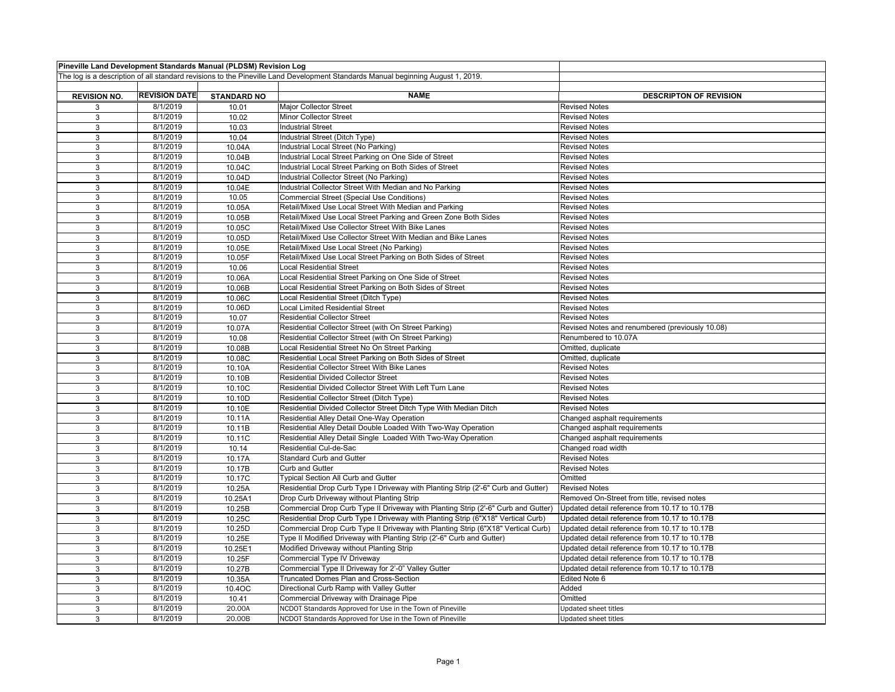**Pineville Land Development Standards Manual (PLDSM) Revision Log**

The log is a description of all standard revisions to the Pineville Land Development Standards Manual beginning August 1, 2019.

| REVISION NO. | REVISION DATE | STANDARD NO | NAME | DESCRIPTON OF REVISION |
|---|---|---|---|---|
| 3 | 8/1/2019 | 10.01 | Major Collector Street | Revised Notes |
| 3 | 8/1/2019 | 10.02 | Minor Collector Street | Revised Notes |
| 3 | 8/1/2019 | 10.03 | Industrial Street | Revised Notes |
| 3 | 8/1/2019 | 10.04 | Industrial Street (Ditch Type) | Revised Notes |
| 3 | 8/1/2019 | 10.04A | Industrial Local Street (No Parking) | Revised Notes |
| 3 | 8/1/2019 | 10.04B | Industrial Local Street Parking on One Side of Street | Revised Notes |
| 3 | 8/1/2019 | 10.04C | Industrial Local Street Parking on Both Sides of Street | Revised Notes |
| 3 | 8/1/2019 | 10.04D | Industrial Collector Street (No Parking) | Revised Notes |
| 3 | 8/1/2019 | 10.04E | Industrial Collector Street With Median and No Parking | Revised Notes |
| 3 | 8/1/2019 | 10.05 | Commercial Street (Special Use Conditions) | Revised Notes |
| 3 | 8/1/2019 | 10.05A | Retail/Mixed Use Local Street With Median and Parking | Revised Notes |
| 3 | 8/1/2019 | 10.05B | Retail/Mixed Use Local Street Parking and Green Zone Both Sides | Revised Notes |
| 3 | 8/1/2019 | 10.05C | Retail/Mixed Use Collector Street With Bike Lanes | Revised Notes |
| 3 | 8/1/2019 | 10.05D | Retail/Mixed Use Collector Street With Median and Bike Lanes | Revised Notes |
| 3 | 8/1/2019 | 10.05E | Retail/Mixed Use Local Street (No Parking) | Revised Notes |
| 3 | 8/1/2019 | 10.05F | Retail/Mixed Use Local Street Parking on Both Sides of Street | Revised Notes |
| 3 | 8/1/2019 | 10.06 | Local Residential Street | Revised Notes |
| 3 | 8/1/2019 | 10.06A | Local Residential Street Parking on One Side of Street | Revised Notes |
| 3 | 8/1/2019 | 10.06B | Local Residential Street Parking on Both Sides of Street | Revised Notes |
| 3 | 8/1/2019 | 10.06C | Local Residential Street (Ditch Type) | Revised Notes |
| 3 | 8/1/2019 | 10.06D | Local Limited Residential Street | Revised Notes |
| 3 | 8/1/2019 | 10.07 | Residential Collector Street | Revised Notes |
| 3 | 8/1/2019 | 10.07A | Residential Collector Street (with On Street Parking) | Revised Notes and renumbered (previously 10.08) |
| 3 | 8/1/2019 | 10.08 | Residential Collector Street (with On Street Parking) | Renumbered to 10.07A |
| 3 | 8/1/2019 | 10.08B | Local Residential Street No On Street Parking | Omitted, duplicate |
| 3 | 8/1/2019 | 10.08C | Residential Local Street Parking on Both Sides of Street | Omitted, duplicate |
| 3 | 8/1/2019 | 10.10A | Residential Collector Street With Bike Lanes | Revised Notes |
| 3 | 8/1/2019 | 10.10B | Residential Divided Collector Street | Revised Notes |
| 3 | 8/1/2019 | 10.10C | Residential Divided Collector Street With Left Turn Lane | Revised Notes |
| 3 | 8/1/2019 | 10.10D | Residential Collector Street (Ditch Type) | Revised Notes |
| 3 | 8/1/2019 | 10.10E | Residential Divided Collector Street Ditch Type With Median Ditch | Revised Notes |
| 3 | 8/1/2019 | 10.11A | Residential Alley Detail One-Way Operation | Changed asphalt requirements |
| 3 | 8/1/2019 | 10.11B | Residential Alley Detail Double Loaded With Two-Way Operation | Changed asphalt requirements |
| 3 | 8/1/2019 | 10.11C | Residential Alley Detail Single Loaded With Two-Way Operation | Changed asphalt requirements |
| 3 | 8/1/2019 | 10.14 | Residential Cul-de-Sac | Changed road width |
| 3 | 8/1/2019 | 10.17A | Standard Curb and Gutter | Revised Notes |
| 3 | 8/1/2019 | 10.17B | Curb and Gutter | Revised Notes |
| 3 | 8/1/2019 | 10.17C | Typical Section All Curb and Gutter | Omitted |
| 3 | 8/1/2019 | 10.25A | Residential Drop Curb Type I Driveway with Planting Strip (2'-6" Curb and Gutter) | Revised Notes |
| 3 | 8/1/2019 | 10.25A1 | Drop Curb Driveway without Planting Strip | Removed On-Street from title, revised notes |
| 3 | 8/1/2019 | 10.25B | Commercial Drop Curb Type II Driveway with Planting Strip (2'-6" Curb and Gutter) | Updated detail reference from 10.17 to 10.17B |
| 3 | 8/1/2019 | 10.25C | Residential Drop Curb Type I Driveway with Planting Strip (6"X18" Vertical Curb) | Updated detail reference from 10.17 to 10.17B |
| 3 | 8/1/2019 | 10.25D | Commercial Drop Curb Type II Driveway with Planting Strip (6"X18" Vertical Curb) | Updated detail reference from 10.17 to 10.17B |
| 3 | 8/1/2019 | 10.25E | Type II Modified Driveway with Planting Strip (2'-6" Curb and Gutter) | Updated detail reference from 10.17 to 10.17B |
| 3 | 8/1/2019 | 10.25E1 | Modified Driveway without Planting Strip | Updated detail reference from 10.17 to 10.17B |
| 3 | 8/1/2019 | 10.25F | Commercial Type IV Driveway | Updated detail reference from 10.17 to 10.17B |
| 3 | 8/1/2019 | 10.27B | Commercial Type II Driveway for 2'-0" Valley Gutter | Updated detail reference from 10.17 to 10.17B |
| 3 | 8/1/2019 | 10.35A | Truncated Domes Plan and Cross-Section | Edited Note 6 |
| 3 | 8/1/2019 | 10.4OC | Directional Curb Ramp with Valley Gutter | Added |
| 3 | 8/1/2019 | 10.41 | Commercial Driveway with Drainage Pipe | Omitted |
| 3 | 8/1/2019 | 20.00A | NCDOT Standards Approved for Use in the Town of Pineville | Updated sheet titles |
| 3 | 8/1/2019 | 20.00B | NCDOT Standards Approved for Use in the Town of Pineville | Updated sheet titles |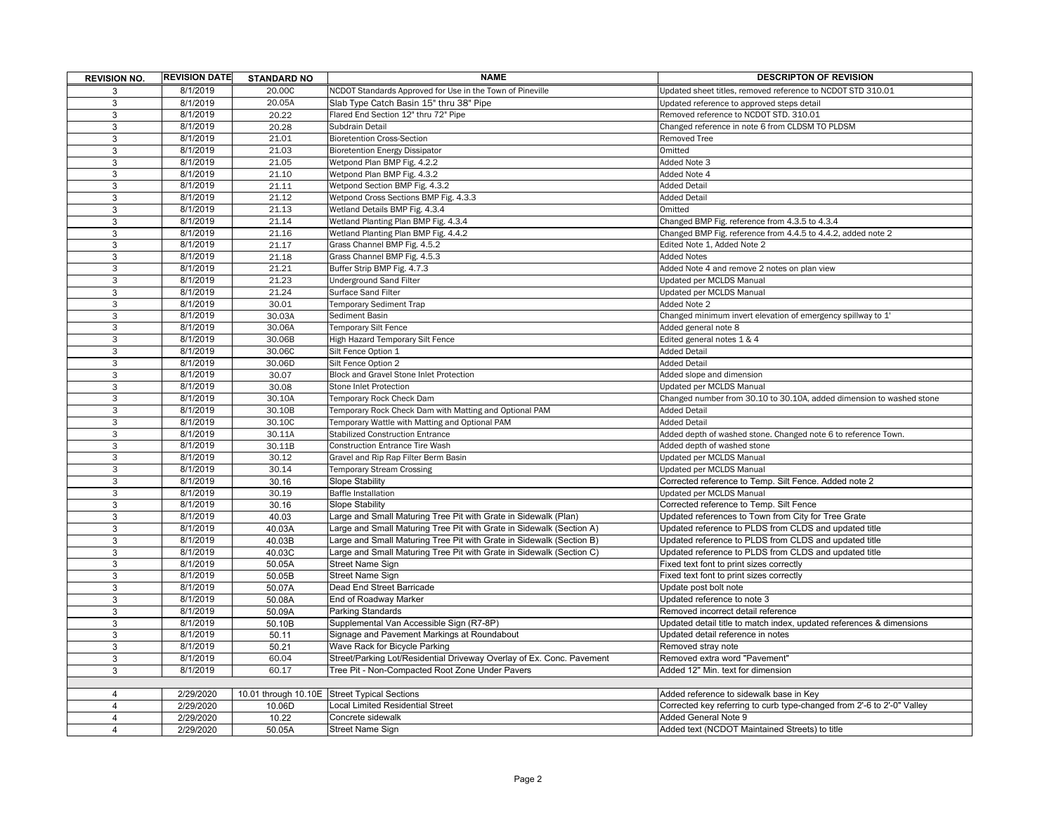| REVISION NO. | REVISION DATE | STANDARD NO | NAME | DESCRIPTON OF REVISION |
|---|---|---|---|---|
| 3 | 8/1/2019 | 20.00C | NCDOT Standards Approved for Use in the Town of Pineville | Updated sheet titles, removed reference to NCDOT STD 310.01 |
| 3 | 8/1/2019 | 20.05A | Slab Type Catch Basin 15" thru 38" Pipe | Updated reference to approved steps detail |
| 3 | 8/1/2019 | 20.22 | Flared End Section 12" thru 72" Pipe | Removed reference to NCDOT STD. 310.01 |
| 3 | 8/1/2019 | 20.28 | Subdrain Detail | Changed reference in note 6 from CLDSM TO PLDSM |
| 3 | 8/1/2019 | 21.01 | Bioretention Cross-Section | Removed Tree |
| 3 | 8/1/2019 | 21.03 | Bioretention Energy Dissipator | Omitted |
| 3 | 8/1/2019 | 21.05 | Wetpond Plan BMP Fig. 4.2.2 | Added Note 3 |
| 3 | 8/1/2019 | 21.10 | Wetpond Plan BMP Fig. 4.3.2 | Added Note 4 |
| 3 | 8/1/2019 | 21.11 | Wetpond Section BMP Fig. 4.3.2 | Added Detail |
| 3 | 8/1/2019 | 21.12 | Wetpond Cross Sections BMP Fig. 4.3.3 | Added Detail |
| 3 | 8/1/2019 | 21.13 | Wetland Details BMP Fig. 4.3.4 | Omitted |
| 3 | 8/1/2019 | 21.14 | Wetland Planting Plan BMP Fig. 4.3.4 | Changed BMP Fig. reference from 4.3.5 to 4.3.4 |
| 3 | 8/1/2019 | 21.16 | Wetland Planting Plan BMP Fig. 4.4.2 | Changed BMP Fig. reference from 4.4.5 to 4.4.2, added note 2 |
| 3 | 8/1/2019 | 21.17 | Grass Channel BMP Fig. 4.5.2 | Edited Note 1, Added Note 2 |
| 3 | 8/1/2019 | 21.18 | Grass Channel BMP Fig. 4.5.3 | Added Notes |
| 3 | 8/1/2019 | 21.21 | Buffer Strip BMP Fig. 4.7.3 | Added Note 4 and remove 2 notes on plan view |
| 3 | 8/1/2019 | 21.23 | Underground Sand Filter | Updated per MCLDS Manual |
| 3 | 8/1/2019 | 21.24 | Surface Sand Filter | Updated per MCLDS Manual |
| 3 | 8/1/2019 | 30.01 | Temporary Sediment Trap | Added Note 2 |
| 3 | 8/1/2019 | 30.03A | Sediment Basin | Changed minimum invert elevation of emergency spillway to 1' |
| 3 | 8/1/2019 | 30.06A | Temporary Silt Fence | Added general note 8 |
| 3 | 8/1/2019 | 30.06B | High Hazard Temporary Silt Fence | Edited general notes 1 & 4 |
| 3 | 8/1/2019 | 30.06C | Silt Fence Option 1 | Added Detail |
| 3 | 8/1/2019 | 30.06D | Silt Fence Option 2 | Added Detail |
| 3 | 8/1/2019 | 30.07 | Block and Gravel Stone Inlet Protection | Added slope and dimension |
| 3 | 8/1/2019 | 30.08 | Stone Inlet Protection | Updated per MCLDS Manual |
| 3 | 8/1/2019 | 30.10A | Temporary Rock Check Dam | Changed number from 30.10 to 30.10A, added dimension to washed stone |
| 3 | 8/1/2019 | 30.10B | Temporary Rock Check Dam with Matting and Optional PAM | Added Detail |
| 3 | 8/1/2019 | 30.10C | Temporary Wattle with Matting and Optional PAM | Added Detail |
| 3 | 8/1/2019 | 30.11A | Stabilized Construction Entrance | Added depth of washed stone. Changed note 6 to reference Town. |
| 3 | 8/1/2019 | 30.11B | Construction Entrance Tire Wash | Added depth of washed stone |
| 3 | 8/1/2019 | 30.12 | Gravel and Rip Rap Filter Berm Basin | Updated per MCLDS Manual |
| 3 | 8/1/2019 | 30.14 | Temporary Stream Crossing | Updated per MCLDS Manual |
| 3 | 8/1/2019 | 30.16 | Slope Stability | Corrected reference to Temp. Silt Fence. Added note 2 |
| 3 | 8/1/2019 | 30.19 | Baffle Installation | Updated per MCLDS Manual |
| 3 | 8/1/2019 | 30.16 | Slope Stability | Corrected reference to Temp. Silt Fence |
| 3 | 8/1/2019 | 40.03 | Large and Small Maturing Tree Pit with Grate in Sidewalk (Plan) | Updated references to Town from City for Tree Grate |
| 3 | 8/1/2019 | 40.03A | Large and Small Maturing Tree Pit with Grate in Sidewalk (Section A) | Updated reference to PLDS from CLDS and updated title |
| 3 | 8/1/2019 | 40.03B | Large and Small Maturing Tree Pit with Grate in Sidewalk (Section B) | Updated reference to PLDS from CLDS and updated title |
| 3 | 8/1/2019 | 40.03C | Large and Small Maturing Tree Pit with Grate in Sidewalk (Section C) | Updated reference to PLDS from CLDS and updated title |
| 3 | 8/1/2019 | 50.05A | Street Name Sign | Fixed text font to print sizes correctly |
| 3 | 8/1/2019 | 50.05B | Street Name Sign | Fixed text font to print sizes correctly |
| 3 | 8/1/2019 | 50.07A | Dead End Street Barricade | Update post bolt note |
| 3 | 8/1/2019 | 50.08A | End of Roadway Marker | Updated reference to note 3 |
| 3 | 8/1/2019 | 50.09A | Parking Standards | Removed incorrect detail reference |
| 3 | 8/1/2019 | 50.10B | Supplemental Van Accessible Sign (R7-8P) | Updated detail title to match index, updated references & dimensions |
| 3 | 8/1/2019 | 50.11 | Signage and Pavement Markings at Roundabout | Updated detail reference in notes |
| 3 | 8/1/2019 | 50.21 | Wave Rack for Bicycle Parking | Removed stray note |
| 3 | 8/1/2019 | 60.04 | Street/Parking Lot/Residential Driveway Overlay of Ex. Conc. Pavement | Removed extra word "Pavement" |
| 3 | 8/1/2019 | 60.17 | Tree Pit - Non-Compacted Root Zone Under Pavers | Added 12" Min. text for dimension |
| | | | | |
| 4 | 2/29/2020 | 10.01 through 10.10E | Street Typical Sections | Added reference to sidewalk base in Key |
| 4 | 2/29/2020 | 10.06D | Local Limited Residential Street | Corrected key referring to curb type-changed from 2'-6 to 2'-0" Valley |
| 4 | 2/29/2020 | 10.22 | Concrete sidewalk | Added General Note 9 |
| 4 | 2/29/2020 | 50.05A | Street Name Sign | Added text (NCDOT Maintained Streets) to title |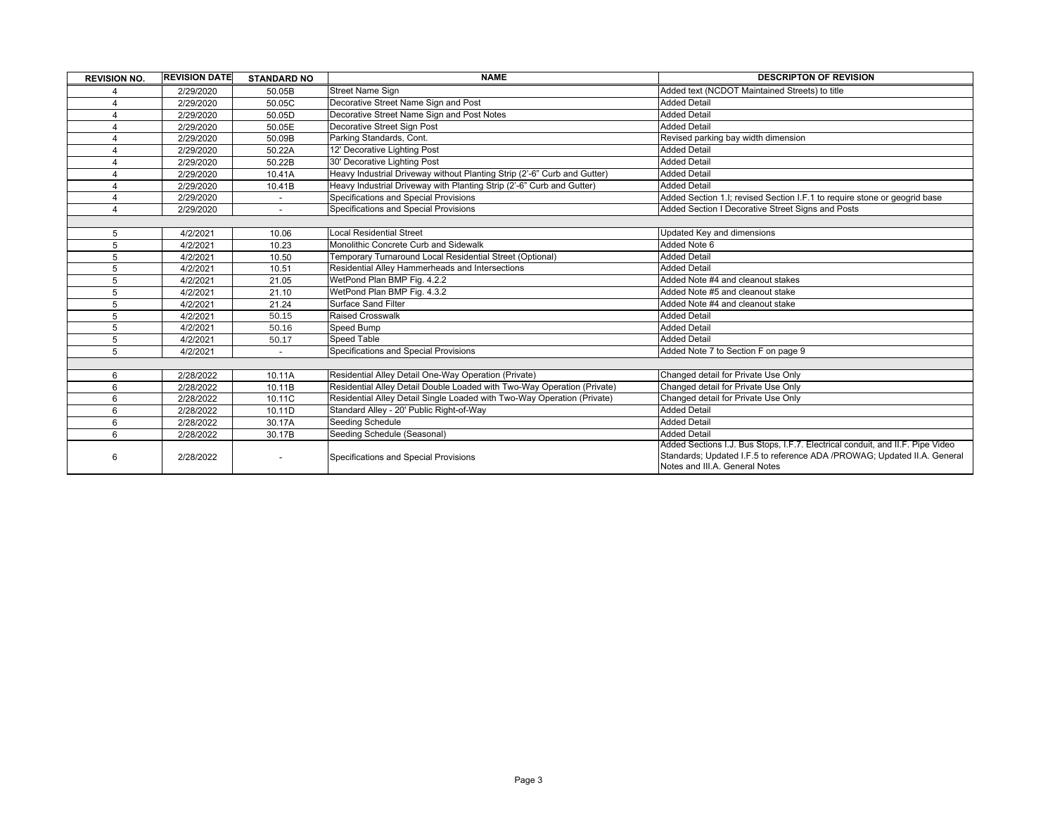| REVISION NO. | REVISION DATE | STANDARD NO | NAME | DESCRIPTON OF REVISION |
|---|---|---|---|---|
| 4 | 2/29/2020 | 50.05B | Street Name Sign | Added text (NCDOT Maintained Streets) to title |
| 4 | 2/29/2020 | 50.05C | Decorative Street Name Sign and Post | Added Detail |
| 4 | 2/29/2020 | 50.05D | Decorative Street Name Sign and Post Notes | Added Detail |
| 4 | 2/29/2020 | 50.05E | Decorative Street Sign Post | Added Detail |
| 4 | 2/29/2020 | 50.09B | Parking Standards, Cont. | Revised parking bay width dimension |
| 4 | 2/29/2020 | 50.22A | 12' Decorative Lighting Post | Added Detail |
| 4 | 2/29/2020 | 50.22B | 30' Decorative Lighting Post | Added Detail |
| 4 | 2/29/2020 | 10.41A | Heavy Industrial Driveway without Planting Strip (2'-6" Curb and Gutter) | Added Detail |
| 4 | 2/29/2020 | 10.41B | Heavy Industrial Driveway with Planting Strip (2'-6" Curb and Gutter) | Added Detail |
| 4 | 2/29/2020 | - | Specifications and Special Provisions | Added Section 1.I; revised Section I.F.1 to require stone or geogrid base |
| 4 | 2/29/2020 | - | Specifications and Special Provisions | Added Section I Decorative Street Signs and Posts |
| | | | | |
| 5 | 4/2/2021 | 10.06 | Local Residential Street | Updated Key and dimensions |
| 5 | 4/2/2021 | 10.23 | Monolithic Concrete Curb and Sidewalk | Added Note 6 |
| 5 | 4/2/2021 | 10.50 | Temporary Turnaround Local Residential Street (Optional) | Added Detail |
| 5 | 4/2/2021 | 10.51 | Residential Alley Hammerheads and Intersections | Added Detail |
| 5 | 4/2/2021 | 21.05 | WetPond Plan BMP Fig. 4.2.2 | Added Note #4 and cleanout stakes |
| 5 | 4/2/2021 | 21.10 | WetPond Plan BMP Fig. 4.3.2 | Added Note #5 and cleanout stake |
| 5 | 4/2/2021 | 21.24 | Surface Sand Filter | Added Note #4 and cleanout stake |
| 5 | 4/2/2021 | 50.15 | Raised Crosswalk | Added Detail |
| 5 | 4/2/2021 | 50.16 | Speed Bump | Added Detail |
| 5 | 4/2/2021 | 50.17 | Speed Table | Added Detail |
| 5 | 4/2/2021 | - | Specifications and Special Provisions | Added Note 7 to Section F on page 9 |
| | | | | |
| 6 | 2/28/2022 | 10.11A | Residential Alley Detail One-Way Operation (Private) | Changed detail for Private Use Only |
| 6 | 2/28/2022 | 10.11B | Residential Alley Detail Double Loaded with Two-Way Operation (Private) | Changed detail for Private Use Only |
| 6 | 2/28/2022 | 10.11C | Residential Alley Detail Single Loaded with Two-Way Operation (Private) | Changed detail for Private Use Only |
| 6 | 2/28/2022 | 10.11D | Standard Alley - 20' Public Right-of-Way | Added Detail |
| 6 | 2/28/2022 | 30.17A | Seeding Schedule | Added Detail |
| 6 | 2/28/2022 | 30.17B | Seeding Schedule (Seasonal) | Added Detail |
| 6 | 2/28/2022 | - | Specifications and Special Provisions | Added Sections I.J. Bus Stops, I.F.7. Electrical conduit, and II.F. Pipe Video Standards; Updated I.F.5 to reference ADA /PROWAG; Updated II.A. General Notes and III.A. General Notes |